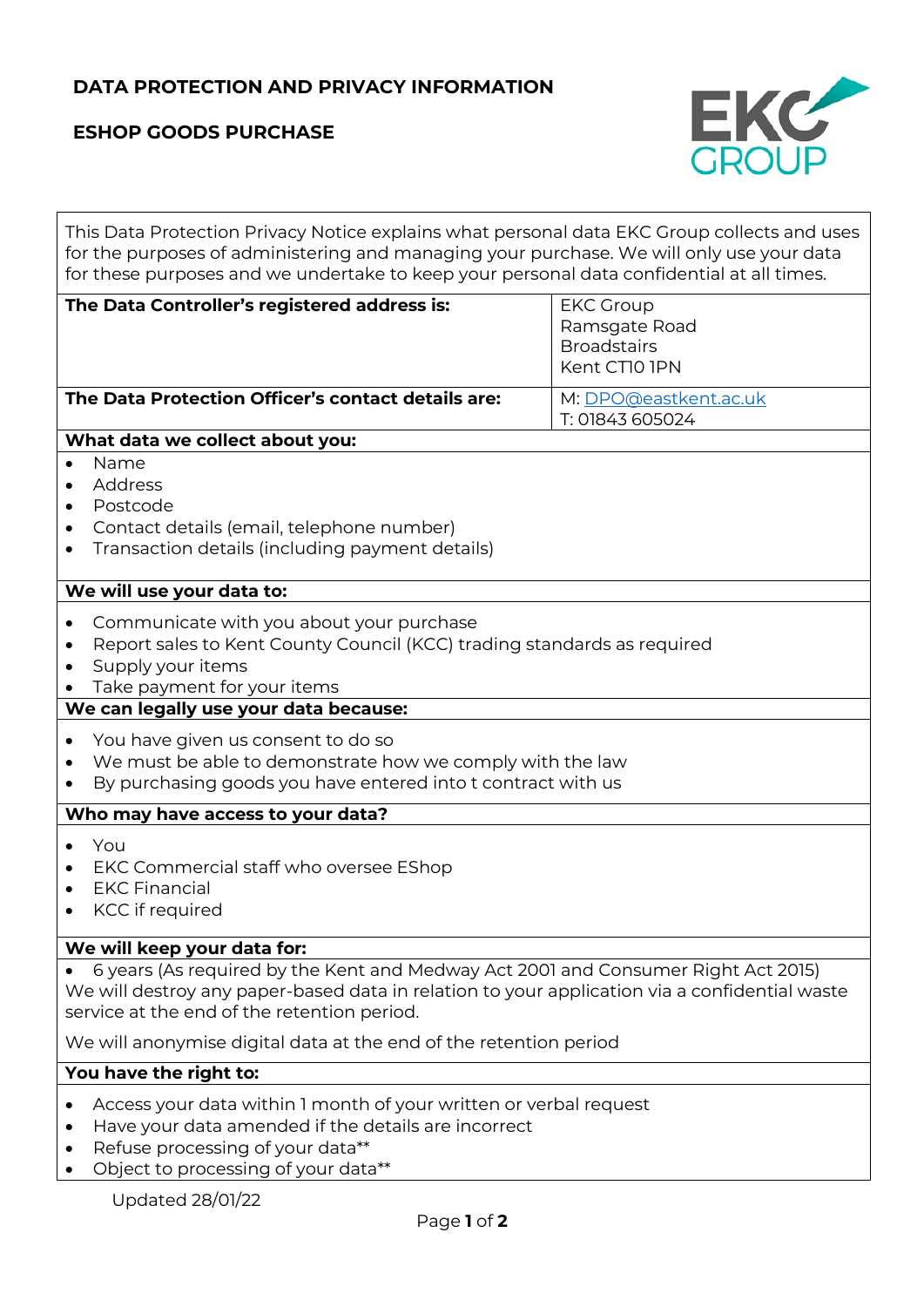# DATA PROTECTION AND PRIVACY INFORMATION

## ESHOP GOODS PURCHASE

This Data Protection Privacy Notice explains what personal data EKC Group collects and uses for the purposes of administering and managing your purchase. We will only use your data for these purposes and we undertake to keep your personal data confidential at all times.

| **The Data Controller's registered address is:** | EKC Group<br>Ramsgate Road<br>Broadstairs<br>Kent CT10 1PN |
|---|---|
| **The Data Protection Officer's contact details are:** | M: DPO@eastkent.ac.uk<br>T: 01843 605024 |

**What data we collect about you:**

- Name
- Address
- Postcode
- Contact details (email, telephone number)
- Transaction details (including payment details)

**We will use your data to:**

- Communicate with you about your purchase
- Report sales to Kent County Council (KCC) trading standards as required
- Supply your items
- Take payment for your items

**We can legally use your data because:**

- You have given us consent to do so
- We must be able to demonstrate how we comply with the law
- By purchasing goods you have entered into t contract with us

**Who may have access to your data?**

- You
- EKC Commercial staff who oversee EShop
- EKC Financial
- KCC if required

**We will keep your data for:**

- 6 years (As required by the Kent and Medway Act 2001 and Consumer Right Act 2015)

We will destroy any paper-based data in relation to your application via a confidential waste service at the end of the retention period.

We will anonymise digital data at the end of the retention period

**You have the right to:**

- Access your data within 1 month of your written or verbal request
- Have your data amended if the details are incorrect
- Refuse processing of your data**
- Object to processing of your data**

Updated 28/01/22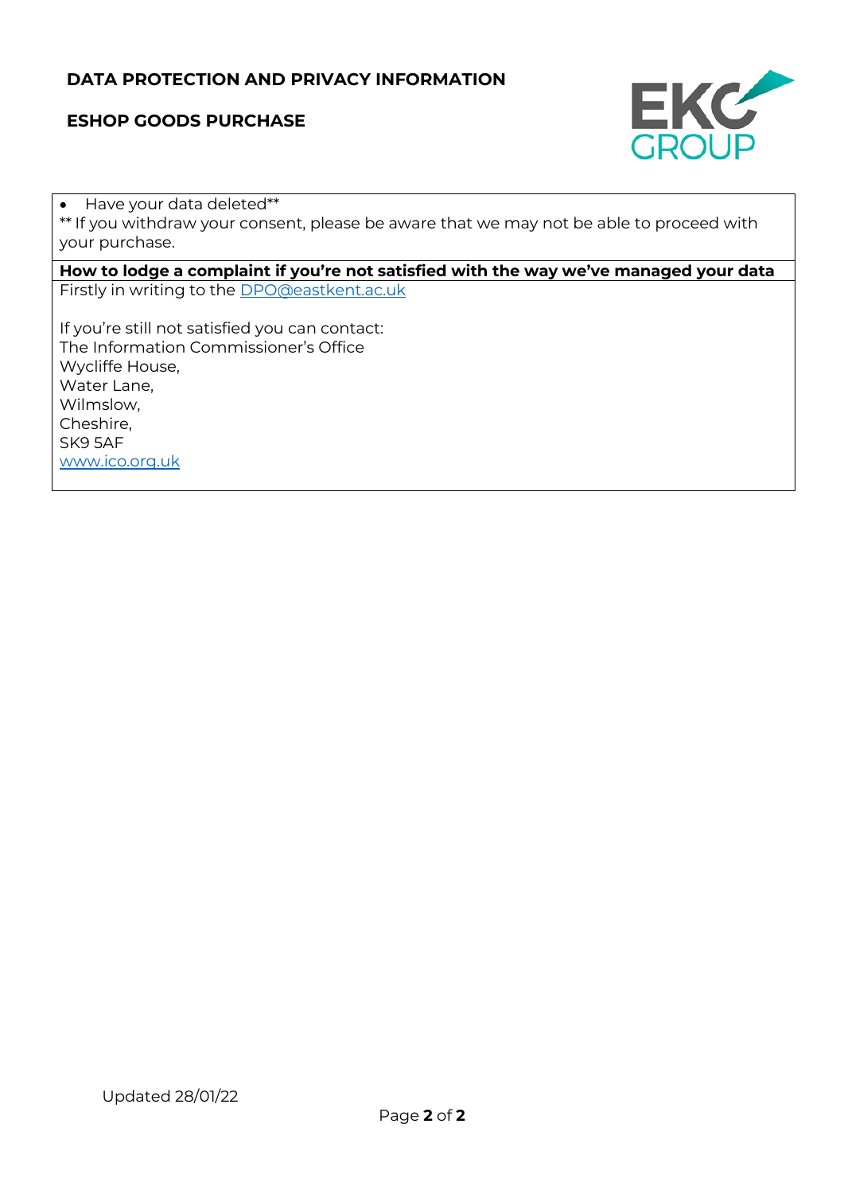- Have your data deleted**

** If you withdraw your consent, please be aware that we may not be able to proceed with your purchase.

**How to lodge a complaint if you're not satisfied with the way we've managed your data**

Firstly in writing to the DPO@eastkent.ac.uk

If you're still not satisfied you can contact:
The Information Commissioner's Office
Wycliffe House,
Water Lane,
Wilmslow,
Cheshire,
SK9 5AF
www.ico.org.uk

Updated 28/01/22